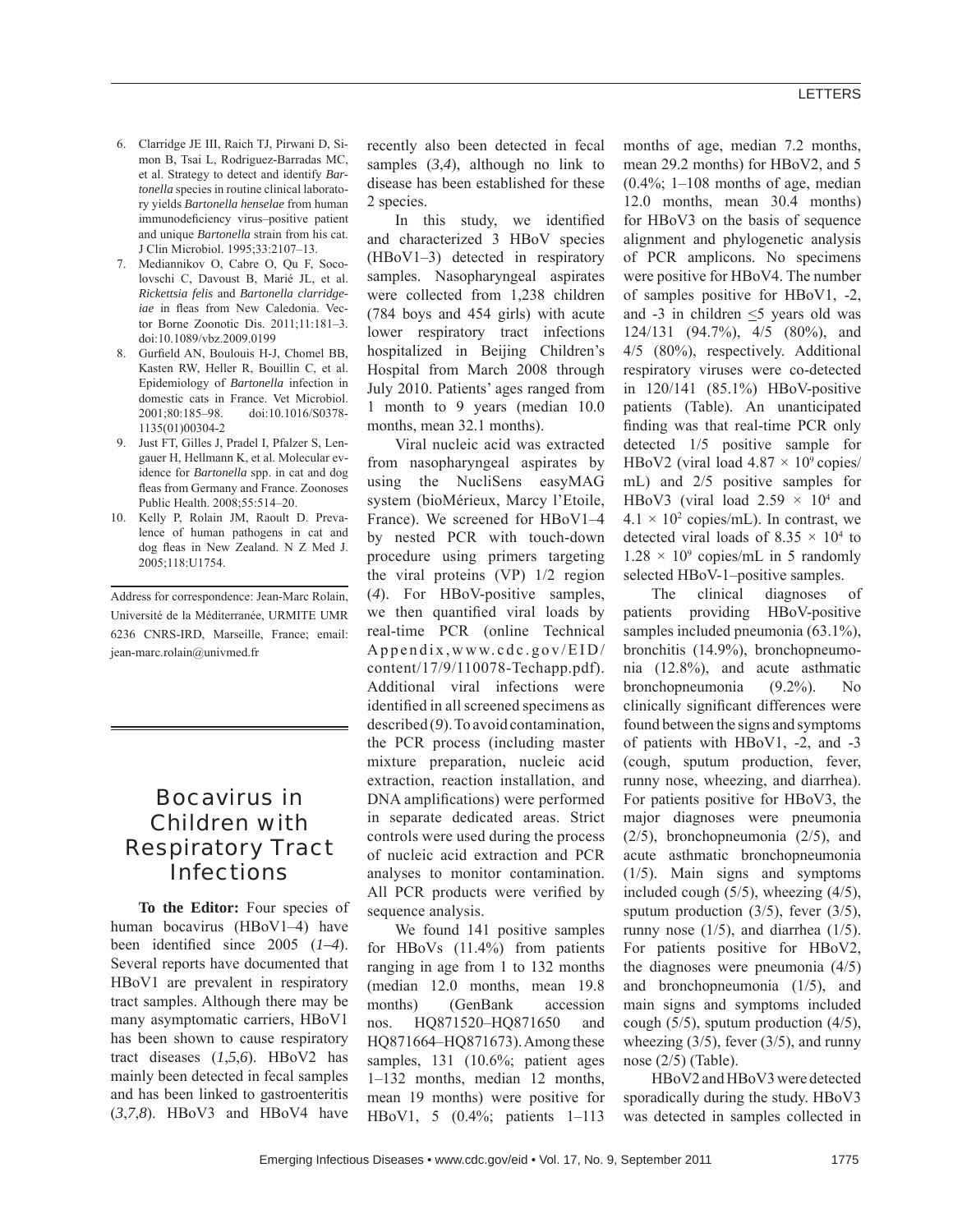6. Clarridge JE III, Raich TJ, Pirwani D, Simon B, Tsai L, Rodriguez-Barradas MC, et al. Strategy to detect and identify *Bartonella* species in routine clinical laboratory yields *Bartonella henselae* from human immunodeficiency virus–positive patient and unique *Bartonella* strain from his cat. J Clin Microbiol. 1995;33:2107–13.
7. Mediannikov O, Cabre O, Qu F, Socolovschi C, Davoust B, Marié JL, et al. *Rickettsia felis* and *Bartonella clarridgeiae* in fleas from New Caledonia. Vector Borne Zoonotic Dis. 2011;11:181–3. doi:10.1089/vbz.2009.0199
8. Gurfield AN, Boulouis H-J, Chomel BB, Kasten RW, Heller R, Bouillin C, et al. Epidemiology of *Bartonella* infection in domestic cats in France. Vet Microbiol. 2001;80:185–98. doi:10.1016/S0378-1135(01)00304-2
9. Just FT, Gilles J, Pradel I, Pfalzer S, Lengauer H, Hellmann K, et al. Molecular evidence for *Bartonella* spp. in cat and dog fleas from Germany and France. Zoonoses Public Health. 2008;55:514–20.
10. Kelly P, Rolain JM, Raoult D. Prevalence of human pathogens in cat and dog fleas in New Zealand. N Z Med J. 2005;118:U1754.

Address for correspondence: Jean-Marc Rolain, Université de la Méditerranée, URMITE UMR 6236 CNRS-IRD, Marseille, France; email: jean-marc.rolain@univmed.fr

# Bocavirus in Children with Respiratory Tract Infections

**To the Editor:** Four species of human bocavirus (HBoV1–4) have been identified since 2005 (*1*–*4*). Several reports have documented that HBoV1 are prevalent in respiratory tract samples. Although there may be many asymptomatic carriers, HBoV1 has been shown to cause respiratory tract diseases (*1*,*5*,*6*). HBoV2 has mainly been detected in fecal samples and has been linked to gastroenteritis (*3*,*7*,*8*). HBoV3 and HBoV4 have recently also been detected in fecal samples (*3*,*4*), although no link to disease has been established for these 2 species.

In this study, we identified and characterized 3 HBoV species (HBoV1–3) detected in respiratory samples. Nasopharyngeal aspirates were collected from 1,238 children (784 boys and 454 girls) with acute lower respiratory tract infections hospitalized in Beijing Children's Hospital from March 2008 through July 2010. Patients' ages ranged from 1 month to 9 years (median 10.0 months, mean 32.1 months).

Viral nucleic acid was extracted from nasopharyngeal aspirates by using the NucliSens easyMAG system (bioMérieux, Marcy l'Etoile, France). We screened for HBoV1–4 by nested PCR with touch-down procedure using primers targeting the viral proteins (VP) 1/2 region (*4*). For HBoV-positive samples, we then quantified viral loads by real-time PCR (online Technical Appendix, www.cdc.gov/EID/content/17/9/110078-Techapp.pdf). Additional viral infections were identified in all screened specimens as described (*9*). To avoid contamination, the PCR process (including master mixture preparation, nucleic acid extraction, reaction installation, and DNA amplifications) were performed in separate dedicated areas. Strict controls were used during the process of nucleic acid extraction and PCR analyses to monitor contamination. All PCR products were verified by sequence analysis.

We found 141 positive samples for HBoVs (11.4%) from patients ranging in age from 1 to 132 months (median 12.0 months, mean 19.8 months) (GenBank accession nos. HQ871520–HQ871650 and HQ871664–HQ871673). Among these samples, 131 (10.6%; patient ages 1–132 months, median 12 months, mean 19 months) were positive for HBoV1, 5 (0.4%; patients 1–113 months of age, median 7.2 months, mean 29.2 months) for HBoV2, and 5 (0.4%; 1–108 months of age, median 12.0 months, mean 30.4 months) for HBoV3 on the basis of sequence alignment and phylogenetic analysis of PCR amplicons. No specimens were positive for HBoV4. The number of samples positive for HBoV1, -2, and -3 in children ≤5 years old was 124/131 (94.7%), 4/5 (80%), and 4/5 (80%), respectively. Additional respiratory viruses were co-detected in 120/141 (85.1%) HBoV-positive patients (Table). An unanticipated finding was that real-time PCR only detected 1/5 positive sample for HBoV2 (viral load $4.87 \times 10^9$ copies/mL) and 2/5 positive samples for HBoV3 (viral load $2.59 \times 10^4$ and $4.1 \times 10^2$ copies/mL). In contrast, we detected viral loads of $8.35 \times 10^4$ to $1.28 \times 10^9$ copies/mL in 5 randomly selected HBoV-1–positive samples.

The clinical diagnoses of patients providing HBoV-positive samples included pneumonia (63.1%), bronchitis (14.9%), bronchopneumonia (12.8%), and acute asthmatic bronchopneumonia (9.2%). No clinically significant differences were found between the signs and symptoms of patients with HBoV1, -2, and -3 (cough, sputum production, fever, runny nose, wheezing, and diarrhea). For patients positive for HBoV3, the major diagnoses were pneumonia (2/5), bronchopneumonia (2/5), and acute asthmatic bronchopneumonia (1/5). Main signs and symptoms included cough (5/5), wheezing (4/5), sputum production (3/5), fever (3/5), runny nose (1/5), and diarrhea (1/5). For patients positive for HBoV2, the diagnoses were pneumonia (4/5) and bronchopneumonia (1/5), and main signs and symptoms included cough (5/5), sputum production (4/5), wheezing (3/5), fever (3/5), and runny nose (2/5) (Table).

HBoV2 and HBoV3 were detected sporadically during the study. HBoV3 was detected in samples collected in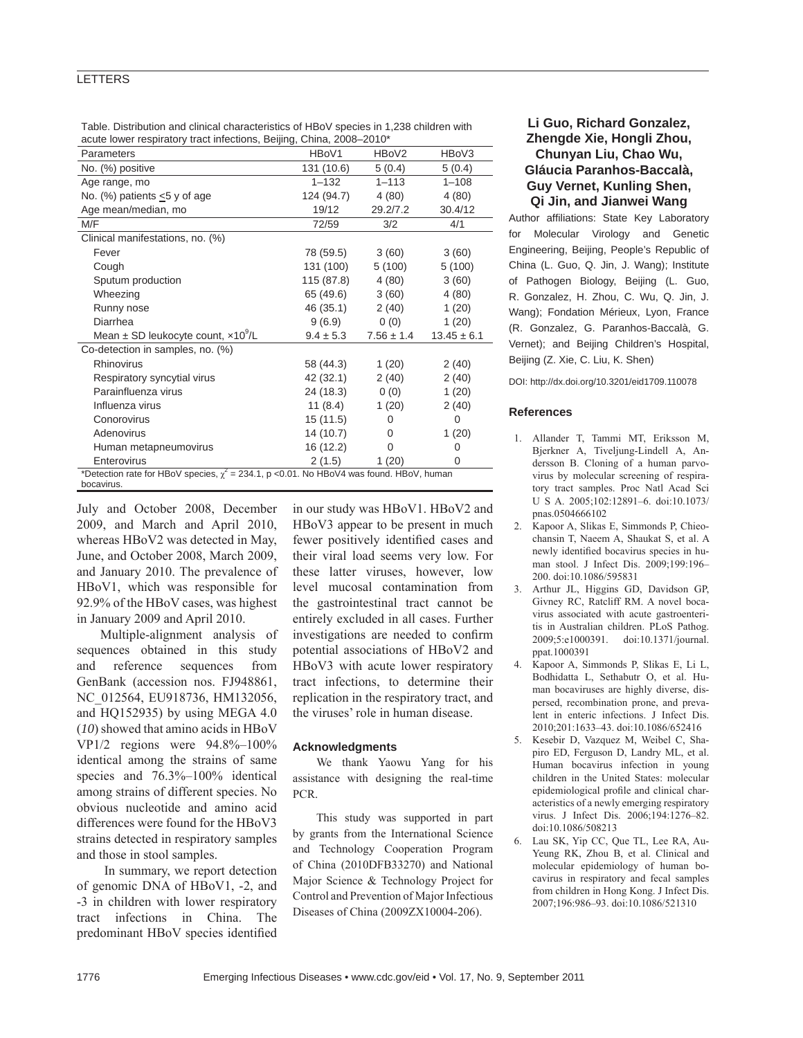Table. Distribution and clinical characteristics of HBoV species in 1,238 children with acute lower respiratory tract infections, Beijing, China, 2008–2010*

| Parameters | HBoV1 | HBoV2 | HBoV3 |
|---|---|---|---|
| No. (%) positive | 131 (10.6) | 5 (0.4) | 5 (0.4) |
| Age range, mo | 1–132 | 1–113 | 1–108 |
| No. (%) patients ≤5 y of age | 124 (94.7) | 4 (80) | 4 (80) |
| Age mean/median, mo | 19/12 | 29.2/7.2 | 30.4/12 |
| M/F | 72/59 | 3/2 | 4/1 |
| Clinical manifestations, no. (%) | | | |
| Fever | 78 (59.5) | 3 (60) | 3 (60) |
| Cough | 131 (100) | 5 (100) | 5 (100) |
| Sputum production | 115 (87.8) | 4 (80) | 3 (60) |
| Wheezing | 65 (49.6) | 3 (60) | 4 (80) |
| Runny nose | 46 (35.1) | 2 (40) | 1 (20) |
| Diarrhea | 9 (6.9) | 0 (0) | 1 (20) |
| Mean ± SD leukocyte count, $\times 10^9$/L | 9.4 ± 5.3 | 7.56 ± 1.4 | 13.45 ± 6.1 |
| Co-detection in samples, no. (%) | | | |
| Rhinovirus | 58 (44.3) | 1 (20) | 2 (40) |
| Respiratory syncytial virus | 42 (32.1) | 2 (40) | 2 (40) |
| Parainfluenza virus | 24 (18.3) | 0 (0) | 1 (20) |
| Influenza virus | 11 (8.4) | 1 (20) | 2 (40) |
| Conorovirus | 15 (11.5) | 0 | 0 |
| Adenovirus | 14 (10.7) | 0 | 1 (20) |
| Human metapneumovirus | 16 (12.2) | 0 | 0 |
| Enterovirus | 2 (1.5) | 1 (20) | 0 |

*Detection rate for HBoV species, $\chi^2$ = 234.1, p <0.01. No HBoV4 was found. HBoV, human bocavirus.

July and October 2008, December 2009, and March and April 2010, whereas HBoV2 was detected in May, June, and October 2008, March 2009, and January 2010. The prevalence of HBoV1, which was responsible for 92.9% of the HBoV cases, was highest in January 2009 and April 2010.

Multiple-alignment analysis of sequences obtained in this study and reference sequences from GenBank (accession nos. FJ948861, NC_012564, EU918736, HM132056, and HQ152935) by using MEGA 4.0 (*10*) showed that amino acids in HBoV VP1/2 regions were 94.8%–100% identical among the strains of same species and 76.3%–100% identical among strains of different species. No obvious nucleotide and amino acid differences were found for the HBoV3 strains detected in respiratory samples and those in stool samples.

In summary, we report detection of genomic DNA of HBoV1, -2, and -3 in children with lower respiratory tract infections in China. The predominant HBoV species identified in our study was HBoV1. HBoV2 and HBoV3 appear to be present in much fewer positively identified cases and their viral load seems very low. For these latter viruses, however, low level mucosal contamination from the gastrointestinal tract cannot be entirely excluded in all cases. Further investigations are needed to confirm potential associations of HBoV2 and HBoV3 with acute lower respiratory tract infections, to determine their replication in the respiratory tract, and the viruses' role in human disease.

#### Acknowledgments

We thank Yaowu Yang for his assistance with designing the real-time PCR.

This study was supported in part by grants from the International Science and Technology Cooperation Program of China (2010DFB33270) and National Major Science & Technology Project for Control and Prevention of Major Infectious Diseases of China (2009ZX10004-206).

**Li Guo, Richard Gonzalez, Zhengde Xie, Hongli Zhou, Chunyan Liu, Chao Wu, Gláucia Paranhos-Baccalà, Guy Vernet, Kunling Shen, Qi Jin, and Jianwei Wang**

Author affiliations: State Key Laboratory for Molecular Virology and Genetic Engineering, Beijing, People's Republic of China (L. Guo, Q. Jin, J. Wang); Institute of Pathogen Biology, Beijing (L. Guo, R. Gonzalez, H. Zhou, C. Wu, Q. Jin, J. Wang); Fondation Mérieux, Lyon, France (R. Gonzalez, G. Paranhos-Baccalà, G. Vernet); and Beijing Children's Hospital, Beijing (Z. Xie, C. Liu, K. Shen)

DOI: http://dx.doi.org/10.3201/eid1709.110078

#### References

1. Allander T, Tammi MT, Eriksson M, Bjerkner A, Tiveljung-Lindell A, Andersson B. Cloning of a human parvovirus by molecular screening of respiratory tract samples. Proc Natl Acad Sci U S A. 2005;102:12891–6. doi:10.1073/pnas.0504666102
2. Kapoor A, Slikas E, Simmonds P, Chieochansin T, Naeem A, Shaukat S, et al. A newly identified bocavirus species in human stool. J Infect Dis. 2009;199:196–200. doi:10.1086/595831
3. Arthur JL, Higgins GD, Davidson GP, Givney RC, Ratcliff RM. A novel bocavirus associated with acute gastroenteritis in Australian children. PLoS Pathog. 2009;5:e1000391. doi:10.1371/journal.ppat.1000391
4. Kapoor A, Simmonds P, Slikas E, Li L, Bodhidatta L, Sethabutr O, et al. Human bocaviruses are highly diverse, dispersed, recombination prone, and prevalent in enteric infections. J Infect Dis. 2010;201:1633–43. doi:10.1086/652416
5. Kesebir D, Vazquez M, Weibel C, Shapiro ED, Ferguson D, Landry ML, et al. Human bocavirus infection in young children in the United States: molecular epidemiological profile and clinical characteristics of a newly emerging respiratory virus. J Infect Dis. 2006;194:1276–82. doi:10.1086/508213
6. Lau SK, Yip CC, Que TL, Lee RA, Au-Yeung RK, Zhou B, et al. Clinical and molecular epidemiology of human bocavirus in respiratory and fecal samples from children in Hong Kong. J Infect Dis. 2007;196:986–93. doi:10.1086/521310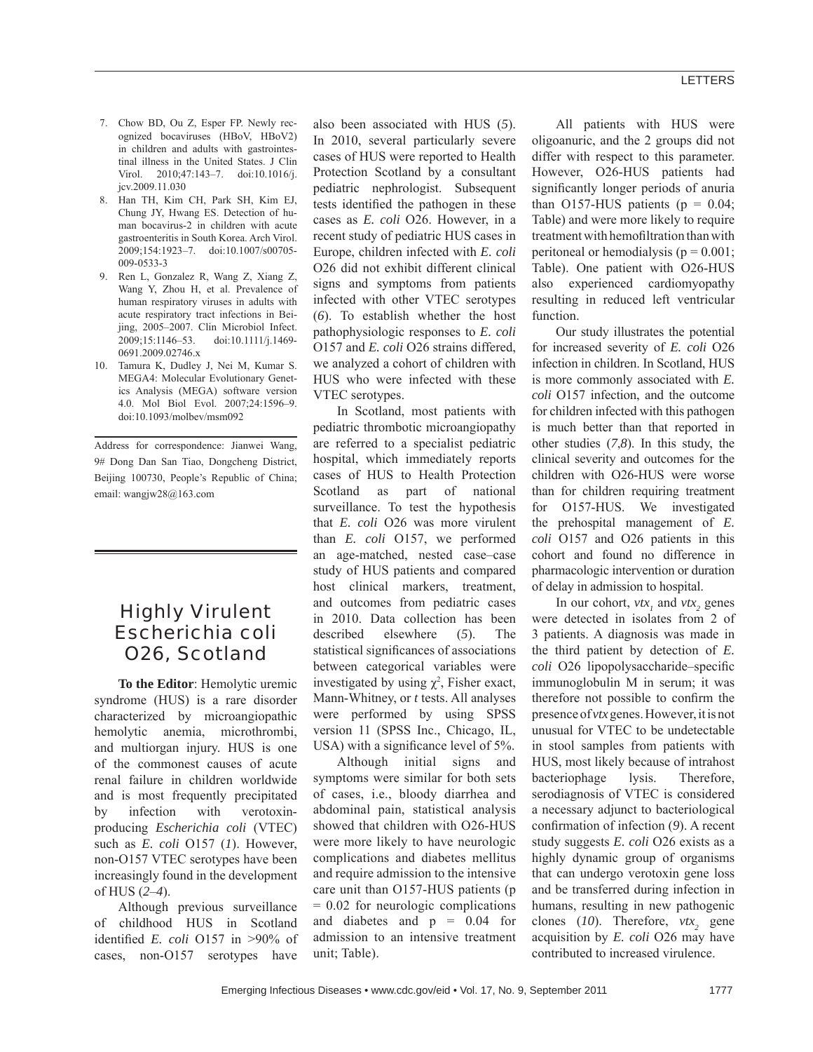7. Chow BD, Ou Z, Esper FP. Newly recognized bocaviruses (HBoV, HBoV2) in children and adults with gastrointestinal illness in the United States. J Clin Virol. 2010;47:143–7. doi:10.1016/j.jcv.2009.11.030
8. Han TH, Kim CH, Park SH, Kim EJ, Chung JY, Hwang ES. Detection of human bocavirus-2 in children with acute gastroenteritis in South Korea. Arch Virol. 2009;154:1923–7. doi:10.1007/s00705-009-0533-3
9. Ren L, Gonzalez R, Wang Z, Xiang Z, Wang Y, Zhou H, et al. Prevalence of human respiratory viruses in adults with acute respiratory tract infections in Beijing, 2005–2007. Clin Microbiol Infect. 2009;15:1146–53. doi:10.1111/j.1469-0691.2009.02746.x
10. Tamura K, Dudley J, Nei M, Kumar S. MEGA4: Molecular Evolutionary Genetics Analysis (MEGA) software version 4.0. Mol Biol Evol. 2007;24:1596–9. doi:10.1093/molbev/msm092

Address for correspondence: Jianwei Wang, 9# Dong Dan San Tiao, Dongcheng District, Beijing 100730, People's Republic of China; email: wangjw28@163.com

# Highly Virulent *Escherichia coli* O26, Scotland

**To the Editor**: Hemolytic uremic syndrome (HUS) is a rare disorder characterized by microangiopathic hemolytic anemia, microthrombi, and multiorgan injury. HUS is one of the commonest causes of acute renal failure in children worldwide and is most frequently precipitated by infection with verotoxin-producing *Escherichia coli* (VTEC) such as *E. coli* O157 (*1*). However, non-O157 VTEC serotypes have been increasingly found in the development of HUS (*2*–*4*).

Although previous surveillance of childhood HUS in Scotland identified *E. coli* O157 in >90% of cases, non-O157 serotypes have also been associated with HUS (*5*). In 2010, several particularly severe cases of HUS were reported to Health Protection Scotland by a consultant pediatric nephrologist. Subsequent tests identified the pathogen in these cases as *E. coli* O26. However, in a recent study of pediatric HUS cases in Europe, children infected with *E. coli* O26 did not exhibit different clinical signs and symptoms from patients infected with other VTEC serotypes (*6*). To establish whether the host pathophysiologic responses to *E. coli* O157 and *E. coli* O26 strains differed, we analyzed a cohort of children with HUS who were infected with these VTEC serotypes.

In Scotland, most patients with pediatric thrombotic microangiopathy are referred to a specialist pediatric hospital, which immediately reports cases of HUS to Health Protection Scotland as part of national surveillance. To test the hypothesis that *E. coli* O26 was more virulent than *E. coli* O157, we performed an age-matched, nested case–case study of HUS patients and compared host clinical markers, treatment, and outcomes from pediatric cases in 2010. Data collection has been described elsewhere (*5*). The statistical significances of associations between categorical variables were investigated by using $\chi^2$, Fisher exact, Mann-Whitney, or *t* tests. All analyses were performed by using SPSS version 11 (SPSS Inc., Chicago, IL, USA) with a significance level of 5%.

Although initial signs and symptoms were similar for both sets of cases, i.e., bloody diarrhea and abdominal pain, statistical analysis showed that children with O26-HUS were more likely to have neurologic complications and diabetes mellitus and require admission to the intensive care unit than O157-HUS patients ($p = 0.02$ for neurologic complications and diabetes and $p = 0.04$ for admission to an intensive treatment unit; Table).

All patients with HUS were oligoanuric, and the 2 groups did not differ with respect to this parameter. However, O26-HUS patients had significantly longer periods of anuria than O157-HUS patients ($p = 0.04$; Table) and were more likely to require treatment with hemofiltration than with peritoneal or hemodialysis ($p = 0.001$; Table). One patient with O26-HUS also experienced cardiomyopathy resulting in reduced left ventricular function.

Our study illustrates the potential for increased severity of *E. coli* O26 infection in children. In Scotland, HUS is more commonly associated with *E. coli* O157 infection, and the outcome for children infected with this pathogen is much better than that reported in other studies (*7*,*8*). In this study, the clinical severity and outcomes for the children with O26-HUS were worse than for children requiring treatment for O157-HUS. We investigated the prehospital management of *E. coli* O157 and O26 patients in this cohort and found no difference in pharmacologic intervention or duration of delay in admission to hospital.

In our cohort, $vtx_1$ and $vtx_2$ genes were detected in isolates from 2 of 3 patients. A diagnosis was made in the third patient by detection of *E. coli* O26 lipopolysaccharide–specific immunoglobulin M in serum; it was therefore not possible to confirm the presence of *vtx* genes. However, it is not unusual for VTEC to be undetectable in stool samples from patients with HUS, most likely because of intrahost bacteriophage lysis. Therefore, serodiagnosis of VTEC is considered a necessary adjunct to bacteriological confirmation of infection (*9*). A recent study suggests *E. coli* O26 exists as a highly dynamic group of organisms that can undergo verotoxin gene loss and be transferred during infection in humans, resulting in new pathogenic clones (*10*). Therefore, $vtx_2$ gene acquisition by *E. coli* O26 may have contributed to increased virulence.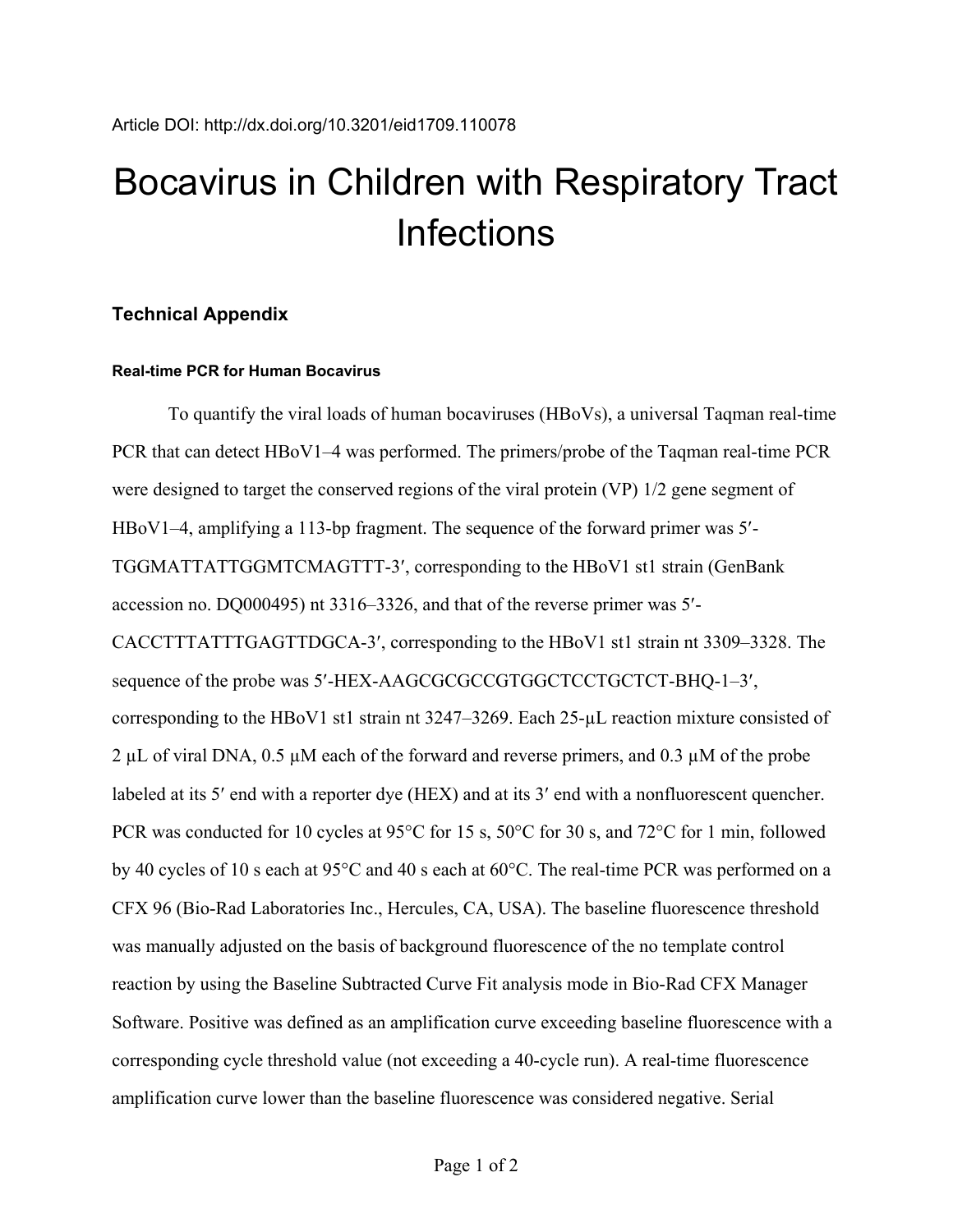Article DOI: http://dx.doi.org/10.3201/eid1709.110078

# Bocavirus in Children with Respiratory Tract Infections

## Technical Appendix

### Real-time PCR for Human Bocavirus

To quantify the viral loads of human bocaviruses (HBoVs), a universal Taqman real-time PCR that can detect HBoV1–4 was performed. The primers/probe of the Taqman real-time PCR were designed to target the conserved regions of the viral protein (VP) 1/2 gene segment of HBoV1–4, amplifying a 113-bp fragment. The sequence of the forward primer was 5′-TGGMATTATTGGMTCMAGTTT-3′, corresponding to the HBoV1 st1 strain (GenBank accession no. DQ000495) nt 3316–3326, and that of the reverse primer was 5′-CACCTTTATTTGAGTTDGCA-3′, corresponding to the HBoV1 st1 strain nt 3309–3328. The sequence of the probe was 5′-HEX-AAGCGCGCCGTGGCTCCTGCTCT-BHQ-1–3′, corresponding to the HBoV1 st1 strain nt 3247–3269. Each 25-µL reaction mixture consisted of 2 µL of viral DNA, 0.5 µM each of the forward and reverse primers, and 0.3 µM of the probe labeled at its 5′ end with a reporter dye (HEX) and at its 3′ end with a nonfluorescent quencher. PCR was conducted for 10 cycles at 95°C for 15 s, 50°C for 30 s, and 72°C for 1 min, followed by 40 cycles of 10 s each at 95°C and 40 s each at 60°C. The real-time PCR was performed on a CFX 96 (Bio-Rad Laboratories Inc., Hercules, CA, USA). The baseline fluorescence threshold was manually adjusted on the basis of background fluorescence of the no template control reaction by using the Baseline Subtracted Curve Fit analysis mode in Bio-Rad CFX Manager Software. Positive was defined as an amplification curve exceeding baseline fluorescence with a corresponding cycle threshold value (not exceeding a 40-cycle run). A real-time fluorescence amplification curve lower than the baseline fluorescence was considered negative. Serial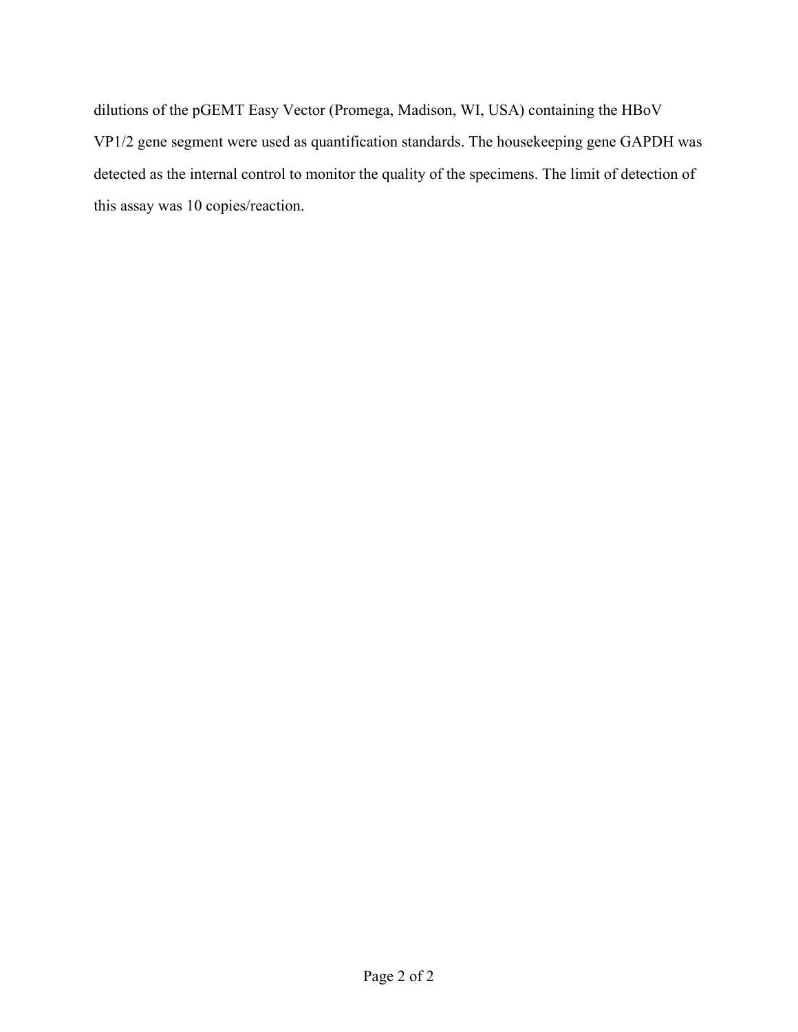dilutions of the pGEMT Easy Vector (Promega, Madison, WI, USA) containing the HBoV VP1/2 gene segment were used as quantification standards. The housekeeping gene GAPDH was detected as the internal control to monitor the quality of the specimens. The limit of detection of this assay was 10 copies/reaction.